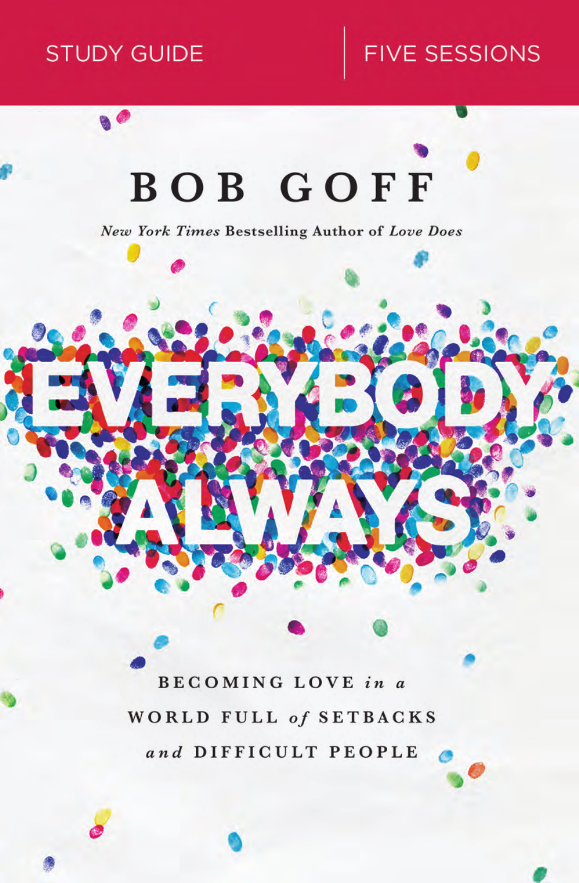STUDY GUIDE | FIVE SESSIONS

BOB GOFF

*New York Times* Bestselling Author of *Love Does*

# EVERYBODY ALWAYS

BECOMING LOVE *in a* WORLD FULL *of* SETBACKS *and* DIFFICULT PEOPLE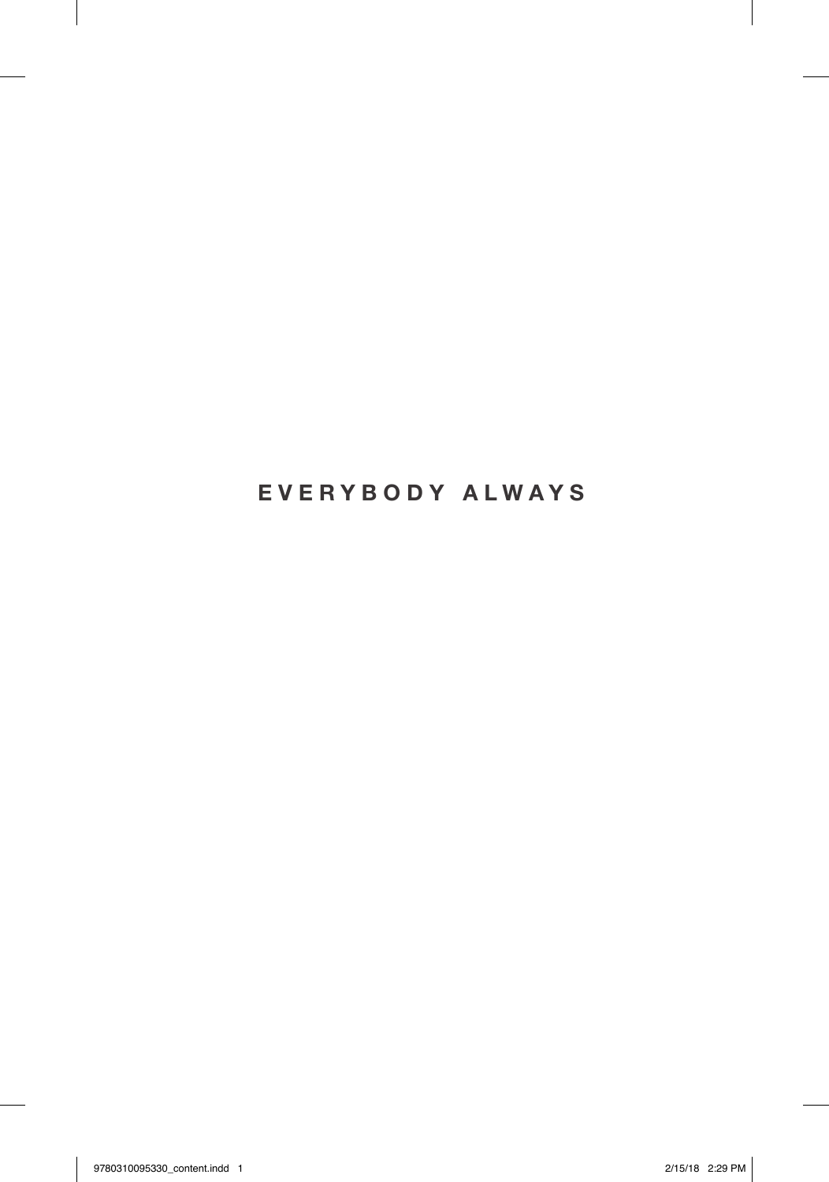# EVERYBODY ALWAYS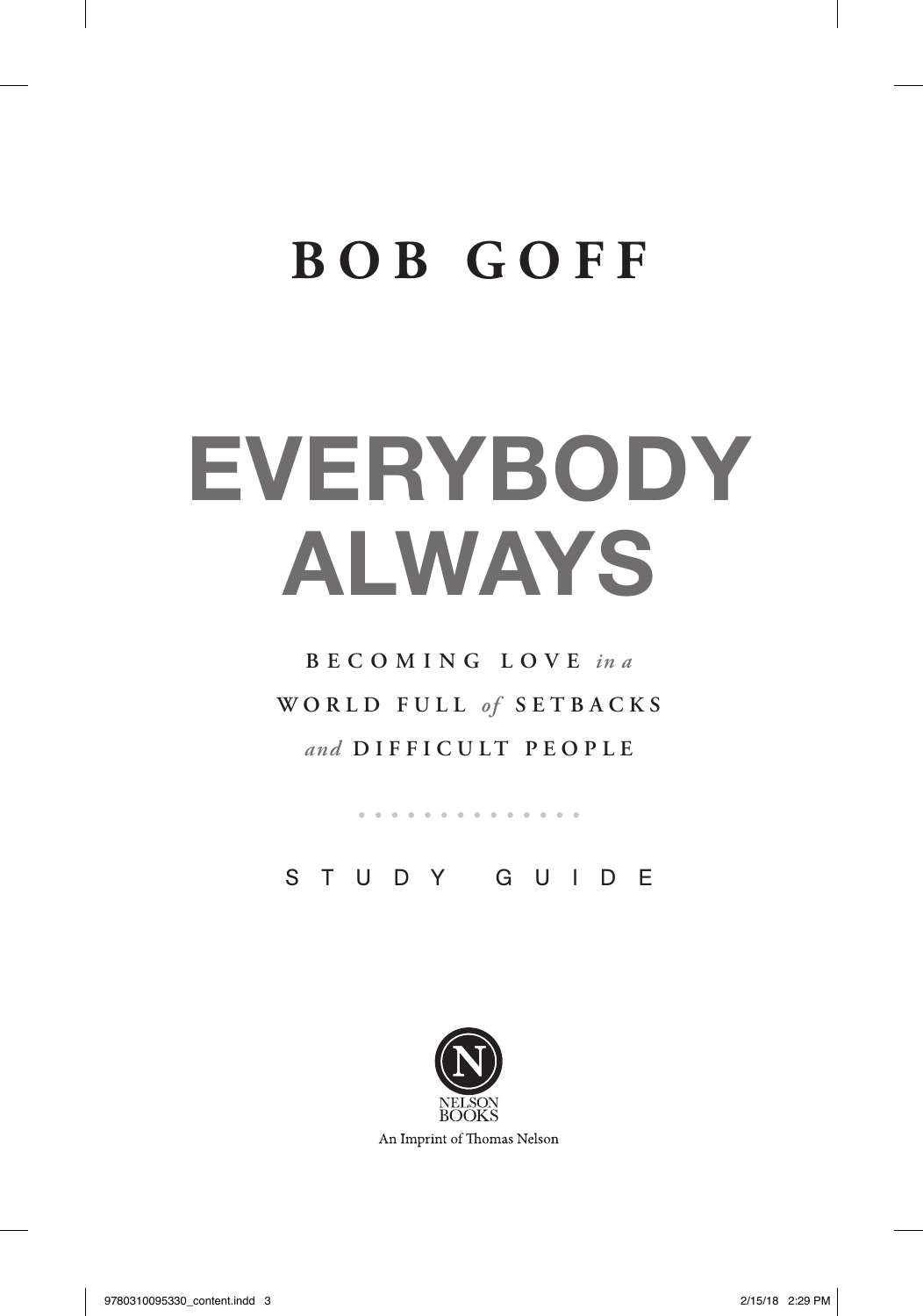# BOB GOFF

# EVERYBODY ALWAYS

BECOMING LOVE *in a*
WORLD FULL *of* SETBACKS
*and* DIFFICULT PEOPLE

STUDY GUIDE

NELSON BOOKS

An Imprint of Thomas Nelson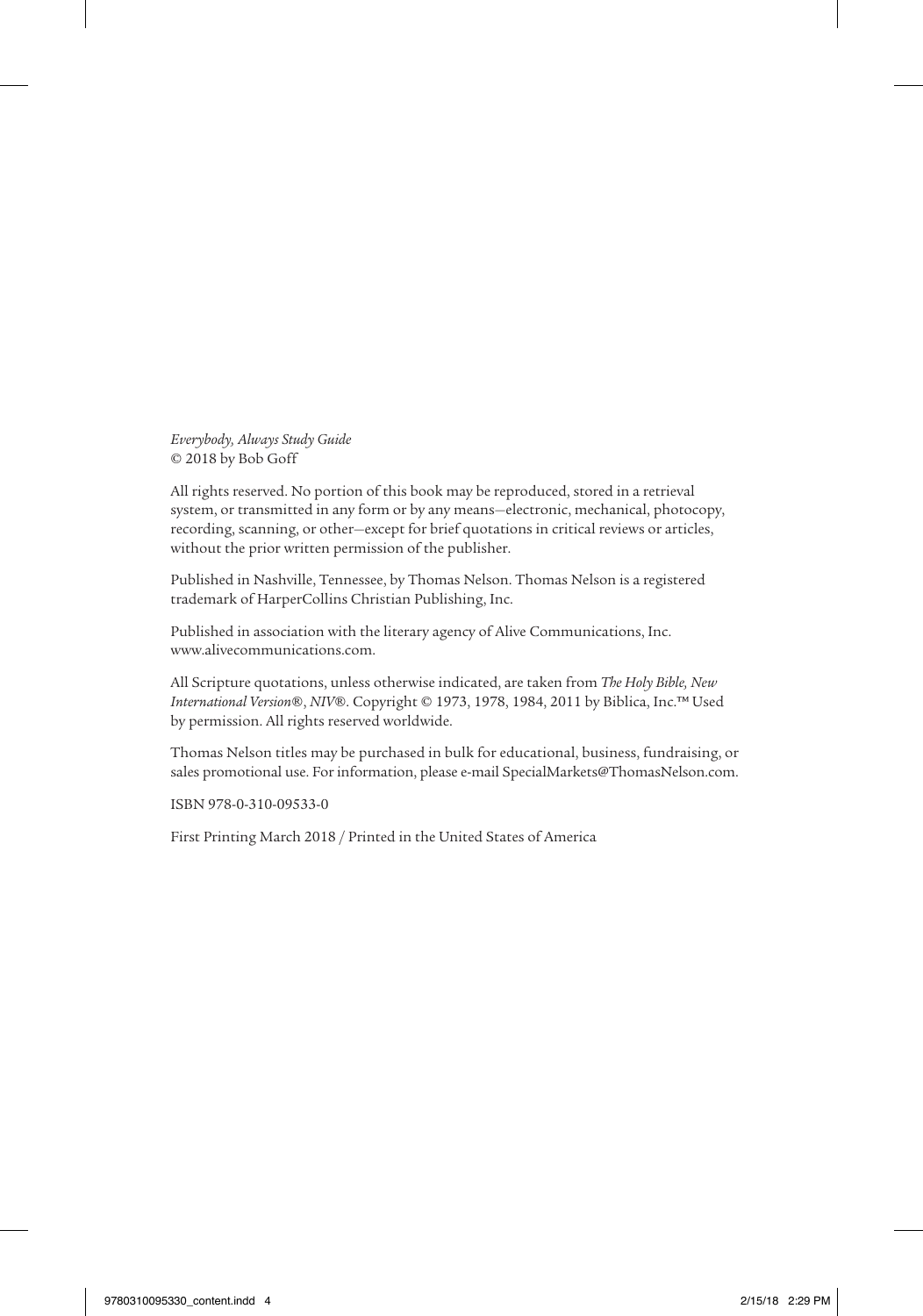*Everybody, Always Study Guide*
© 2018 by Bob Goff

All rights reserved. No portion of this book may be reproduced, stored in a retrieval system, or transmitted in any form or by any means—electronic, mechanical, photocopy, recording, scanning, or other—except for brief quotations in critical reviews or articles, without the prior written permission of the publisher.

Published in Nashville, Tennessee, by Thomas Nelson. Thomas Nelson is a registered trademark of HarperCollins Christian Publishing, Inc.

Published in association with the literary agency of Alive Communications, Inc. www.alivecommunications.com.

All Scripture quotations, unless otherwise indicated, are taken from *The Holy Bible, New International Version®, NIV®*. Copyright © 1973, 1978, 1984, 2011 by Biblica, Inc.™ Used by permission. All rights reserved worldwide.

Thomas Nelson titles may be purchased in bulk for educational, business, fundraising, or sales promotional use. For information, please e-mail SpecialMarkets@ThomasNelson.com.

ISBN 978-0-310-09533-0

First Printing March 2018 / Printed in the United States of America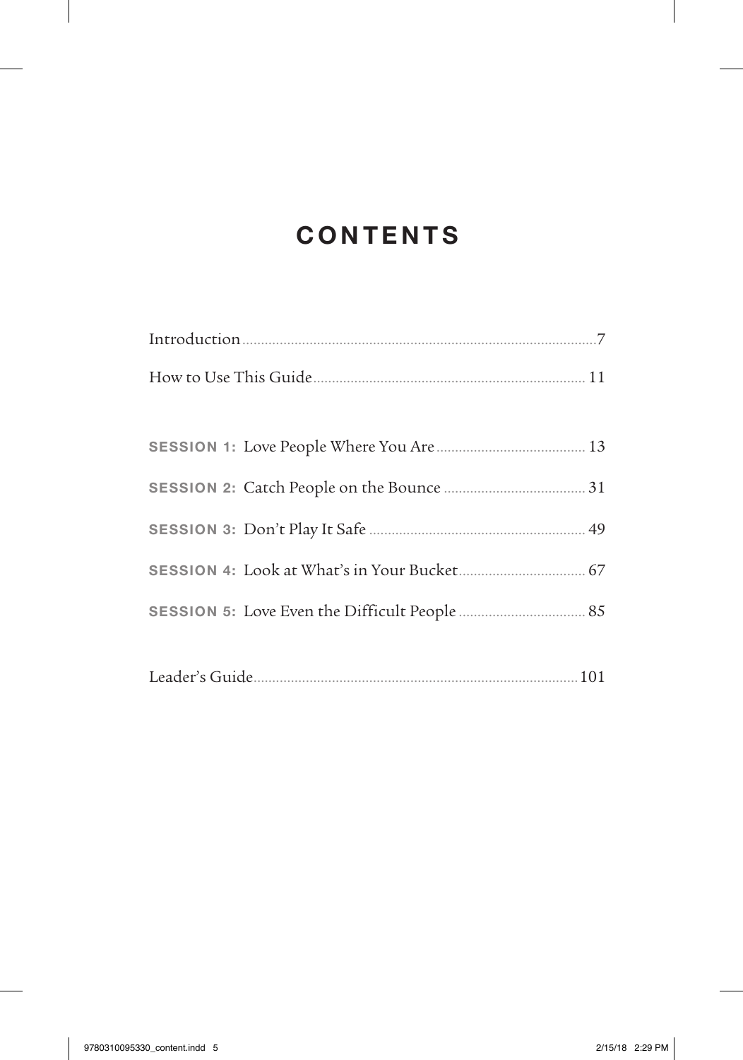# CONTENTS

Introduction ........................................................................................ 7

How to Use This Guide ........................................................................ 11

**SESSION 1:** Love People Where You Are ........................................ 13

**SESSION 2:** Catch People on the Bounce ...................................... 31

**SESSION 3:** Don't Play It Safe .......................................................... 49

**SESSION 4:** Look at What's in Your Bucket .................................. 67

**SESSION 5:** Love Even the Difficult People .................................. 85

Leader's Guide ...................................................................................... 101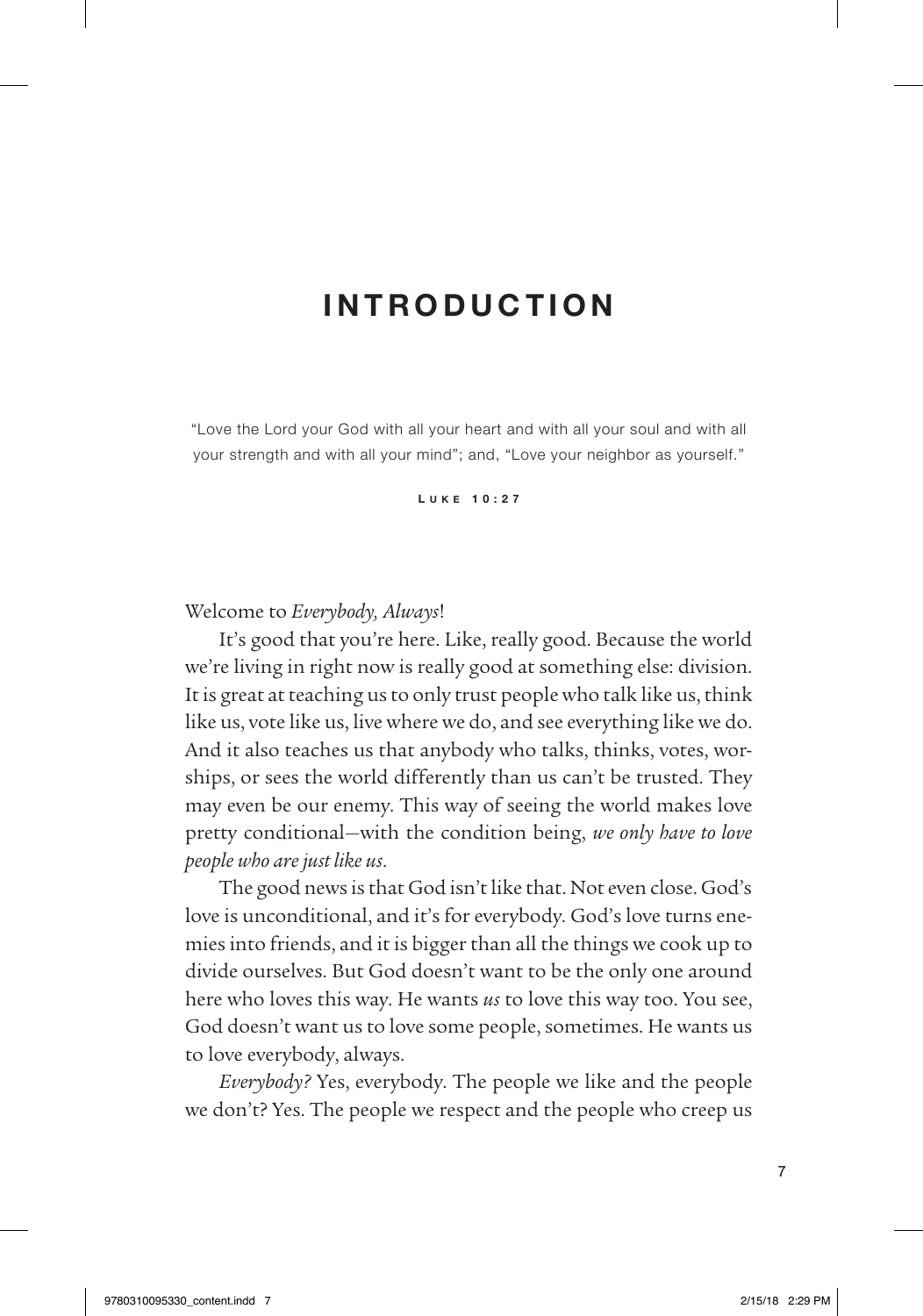# INTRODUCTION

"Love the Lord your God with all your heart and with all your soul and with all your strength and with all your mind"; and, "Love your neighbor as yourself."

LUKE 10:27

Welcome to *Everybody, Always*!

It's good that you're here. Like, really good. Because the world we're living in right now is really good at something else: division. It is great at teaching us to only trust people who talk like us, think like us, vote like us, live where we do, and see everything like we do. And it also teaches us that anybody who talks, thinks, votes, worships, or sees the world differently than us can't be trusted. They may even be our enemy. This way of seeing the world makes love pretty conditional—with the condition being, *we only have to love people who are just like us*.

The good news is that God isn't like that. Not even close. God's love is unconditional, and it's for everybody. God's love turns enemies into friends, and it is bigger than all the things we cook up to divide ourselves. But God doesn't want to be the only one around here who loves this way. He wants *us* to love this way too. You see, God doesn't want us to love some people, sometimes. He wants us to love everybody, always.

*Everybody?* Yes, everybody. The people we like and the people we don't? Yes. The people we respect and the people who creep us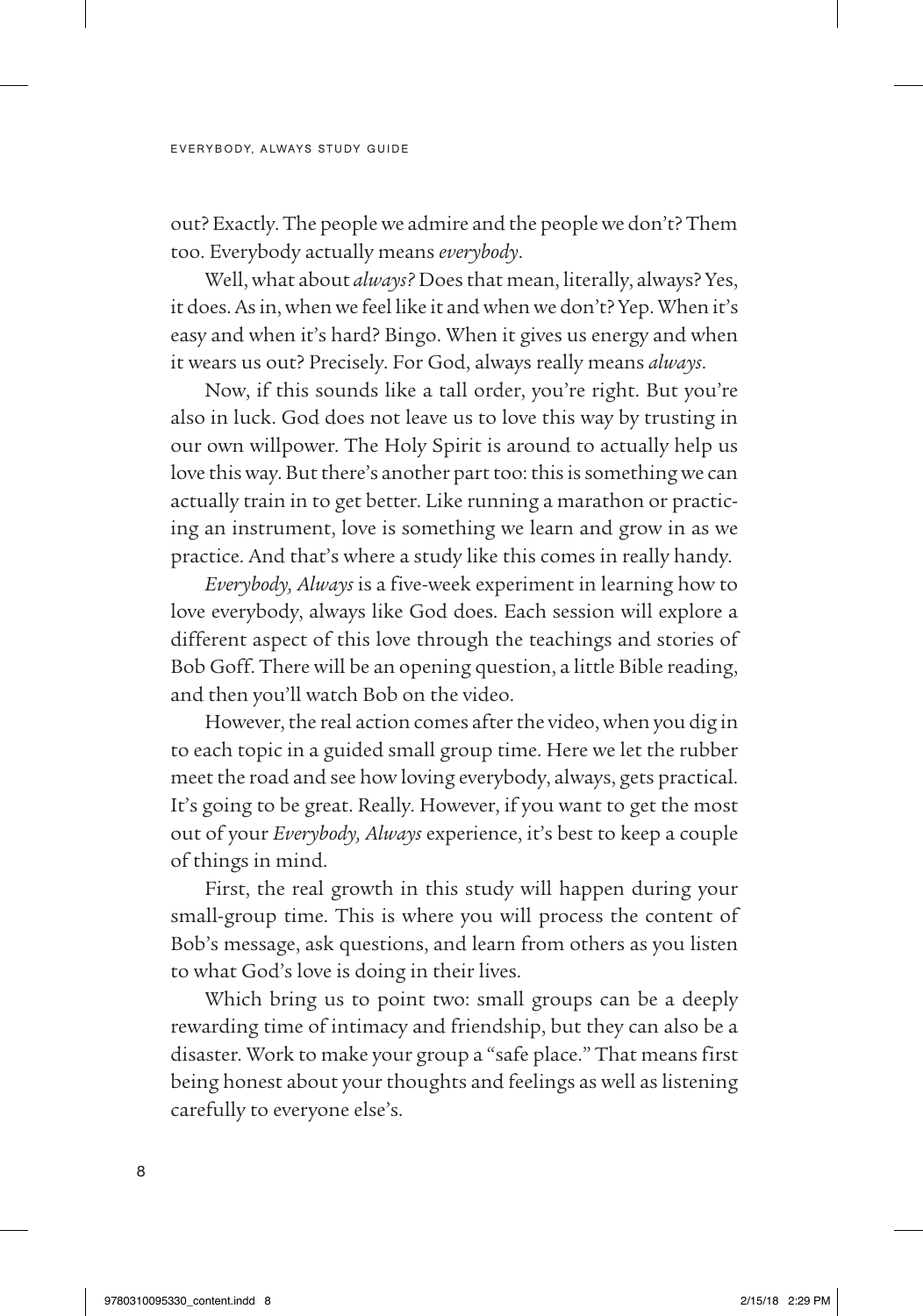out? Exactly. The people we admire and the people we don't? Them too. Everybody actually means *everybody*.

Well, what about *always?* Does that mean, literally, always? Yes, it does. As in, when we feel like it and when we don't? Yep. When it's easy and when it's hard? Bingo. When it gives us energy and when it wears us out? Precisely. For God, always really means *always*.

Now, if this sounds like a tall order, you're right. But you're also in luck. God does not leave us to love this way by trusting in our own willpower. The Holy Spirit is around to actually help us love this way. But there's another part too: this is something we can actually train in to get better. Like running a marathon or practicing an instrument, love is something we learn and grow in as we practice. And that's where a study like this comes in really handy.

*Everybody, Always* is a five-week experiment in learning how to love everybody, always like God does. Each session will explore a different aspect of this love through the teachings and stories of Bob Goff. There will be an opening question, a little Bible reading, and then you'll watch Bob on the video.

However, the real action comes after the video, when you dig in to each topic in a guided small group time. Here we let the rubber meet the road and see how loving everybody, always, gets practical. It's going to be great. Really. However, if you want to get the most out of your *Everybody, Always* experience, it's best to keep a couple of things in mind.

First, the real growth in this study will happen during your small-group time. This is where you will process the content of Bob's message, ask questions, and learn from others as you listen to what God's love is doing in their lives.

Which bring us to point two: small groups can be a deeply rewarding time of intimacy and friendship, but they can also be a disaster. Work to make your group a "safe place." That means first being honest about your thoughts and feelings as well as listening carefully to everyone else's.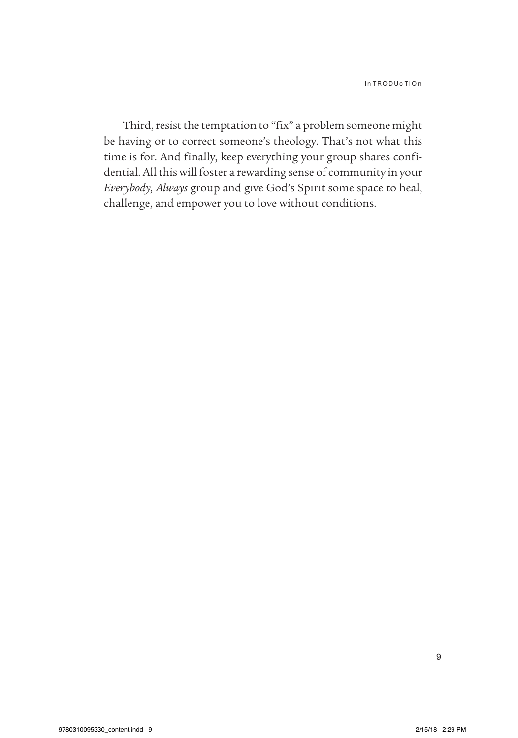Third, resist the temptation to "fix" a problem someone might be having or to correct someone's theology. That's not what this time is for. And finally, keep everything your group shares confidential. All this will foster a rewarding sense of community in your *Everybody, Always* group and give God's Spirit some space to heal, challenge, and empower you to love without conditions.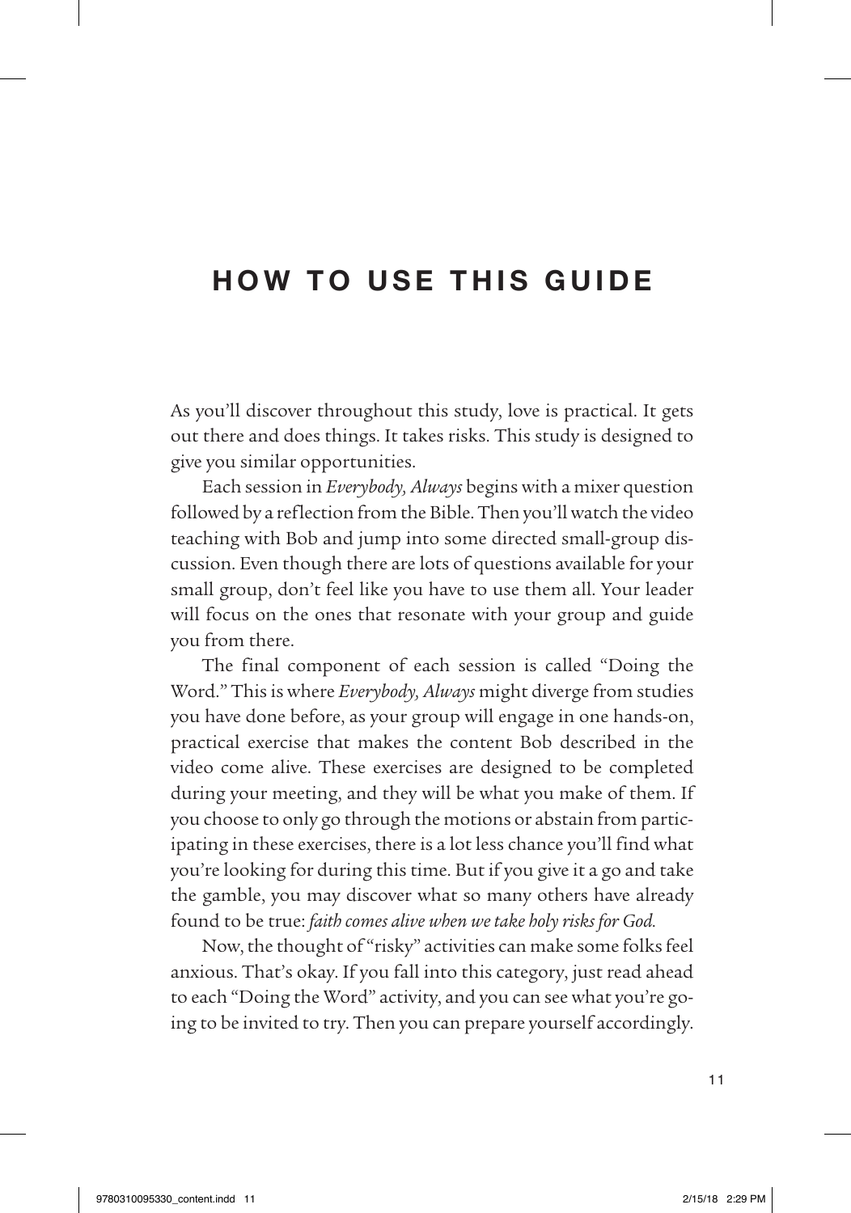# HOW TO USE THIS GUIDE

As you'll discover throughout this study, love is practical. It gets out there and does things. It takes risks. This study is designed to give you similar opportunities.

Each session in *Everybody, Always* begins with a mixer question followed by a reflection from the Bible. Then you'll watch the video teaching with Bob and jump into some directed small-group discussion. Even though there are lots of questions available for your small group, don't feel like you have to use them all. Your leader will focus on the ones that resonate with your group and guide you from there.

The final component of each session is called "Doing the Word." This is where *Everybody, Always* might diverge from studies you have done before, as your group will engage in one hands-on, practical exercise that makes the content Bob described in the video come alive. These exercises are designed to be completed during your meeting, and they will be what you make of them. If you choose to only go through the motions or abstain from participating in these exercises, there is a lot less chance you'll find what you're looking for during this time. But if you give it a go and take the gamble, you may discover what so many others have already found to be true: *faith comes alive when we take holy risks for God.*

Now, the thought of "risky" activities can make some folks feel anxious. That's okay. If you fall into this category, just read ahead to each "Doing the Word" activity, and you can see what you're going to be invited to try. Then you can prepare yourself accordingly.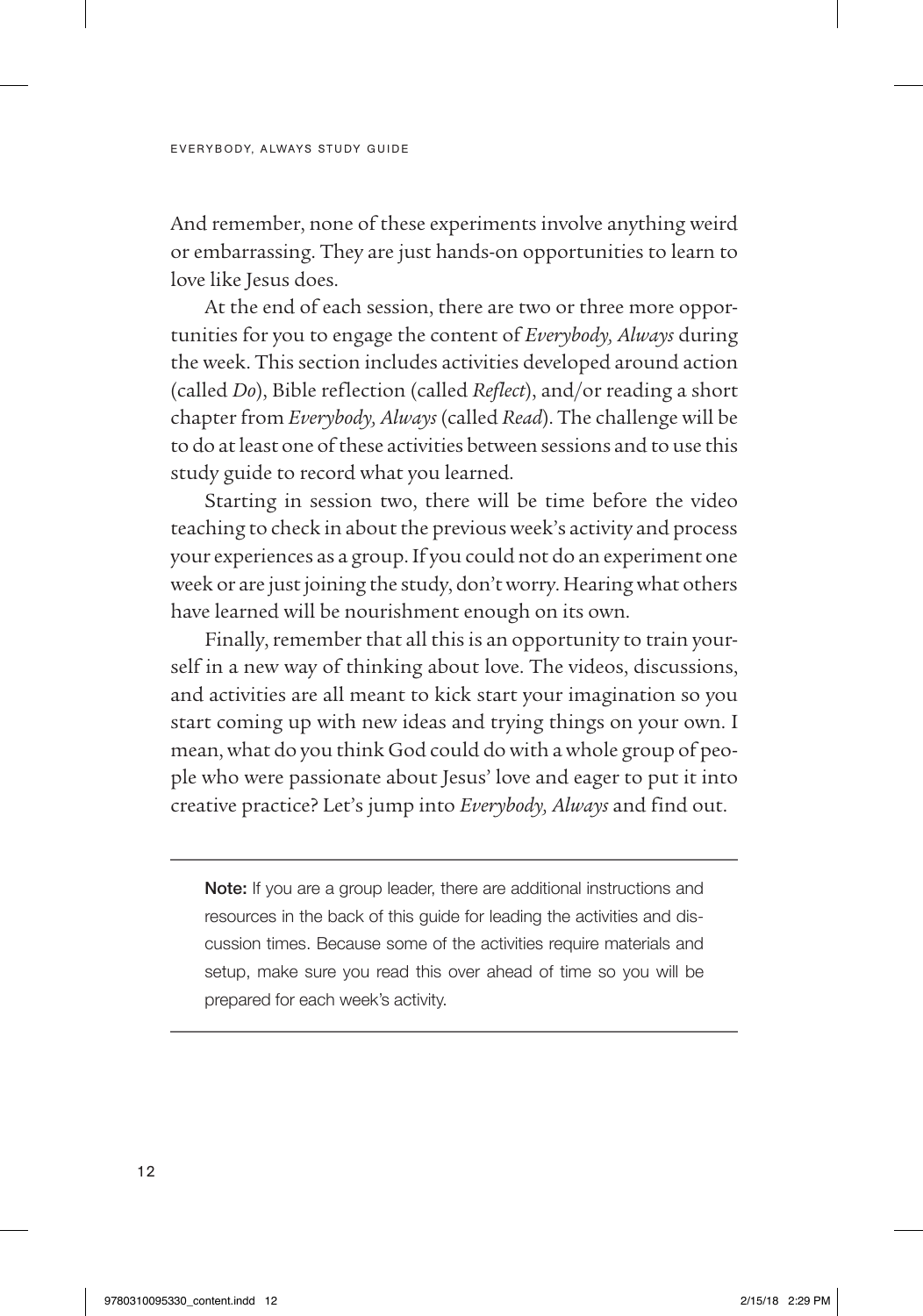And remember, none of these experiments involve anything weird or embarrassing. They are just hands-on opportunities to learn to love like Jesus does.

At the end of each session, there are two or three more opportunities for you to engage the content of *Everybody, Always* during the week. This section includes activities developed around action (called *Do*), Bible reflection (called *Reflect*), and/or reading a short chapter from *Everybody, Always* (called *Read*). The challenge will be to do at least one of these activities between sessions and to use this study guide to record what you learned.

Starting in session two, there will be time before the video teaching to check in about the previous week's activity and process your experiences as a group. If you could not do an experiment one week or are just joining the study, don't worry. Hearing what others have learned will be nourishment enough on its own.

Finally, remember that all this is an opportunity to train yourself in a new way of thinking about love. The videos, discussions, and activities are all meant to kick start your imagination so you start coming up with new ideas and trying things on your own. I mean, what do you think God could do with a whole group of people who were passionate about Jesus' love and eager to put it into creative practice? Let's jump into *Everybody, Always* and find out.

---

**Note:** If you are a group leader, there are additional instructions and resources in the back of this guide for leading the activities and discussion times. Because some of the activities require materials and setup, make sure you read this over ahead of time so you will be prepared for each week's activity.

---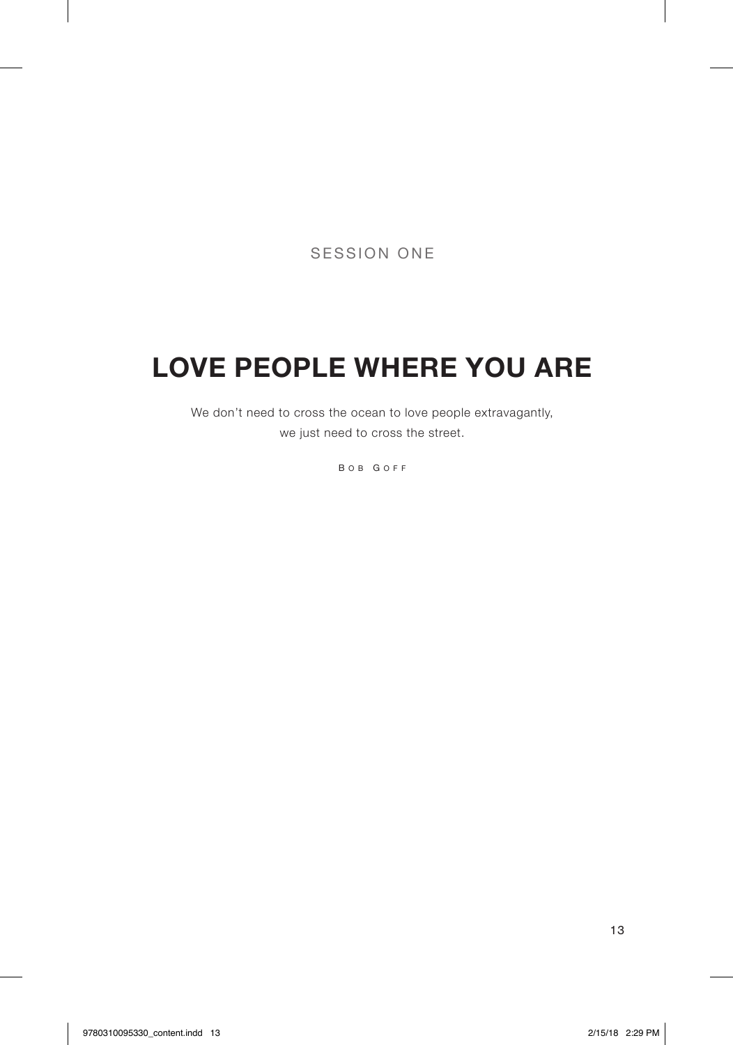SESSION ONE

# LOVE PEOPLE WHERE YOU ARE

We don't need to cross the ocean to love people extravagantly,
we just need to cross the street.

BOB GOFF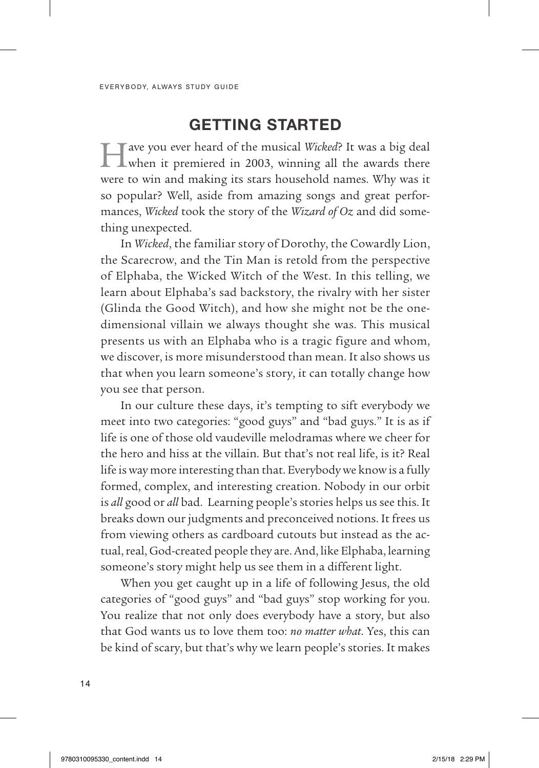## GETTING STARTED

Have you ever heard of the musical *Wicked*? It was a big deal when it premiered in 2003, winning all the awards there were to win and making its stars household names. Why was it so popular? Well, aside from amazing songs and great performances, *Wicked* took the story of the *Wizard of Oz* and did something unexpected.

In *Wicked*, the familiar story of Dorothy, the Cowardly Lion, the Scarecrow, and the Tin Man is retold from the perspective of Elphaba, the Wicked Witch of the West. In this telling, we learn about Elphaba's sad backstory, the rivalry with her sister (Glinda the Good Witch), and how she might not be the one-dimensional villain we always thought she was. This musical presents us with an Elphaba who is a tragic figure and whom, we discover, is more misunderstood than mean. It also shows us that when you learn someone's story, it can totally change how you see that person.

In our culture these days, it's tempting to sift everybody we meet into two categories: "good guys" and "bad guys." It is as if life is one of those old vaudeville melodramas where we cheer for the hero and hiss at the villain. But that's not real life, is it? Real life is way more interesting than that. Everybody we know is a fully formed, complex, and interesting creation. Nobody in our orbit is *all* good or *all* bad. Learning people's stories helps us see this. It breaks down our judgments and preconceived notions. It frees us from viewing others as cardboard cutouts but instead as the actual, real, God-created people they are. And, like Elphaba, learning someone's story might help us see them in a different light.

When you get caught up in a life of following Jesus, the old categories of "good guys" and "bad guys" stop working for you. You realize that not only does everybody have a story, but also that God wants us to love them too: *no matter what*. Yes, this can be kind of scary, but that's why we learn people's stories. It makes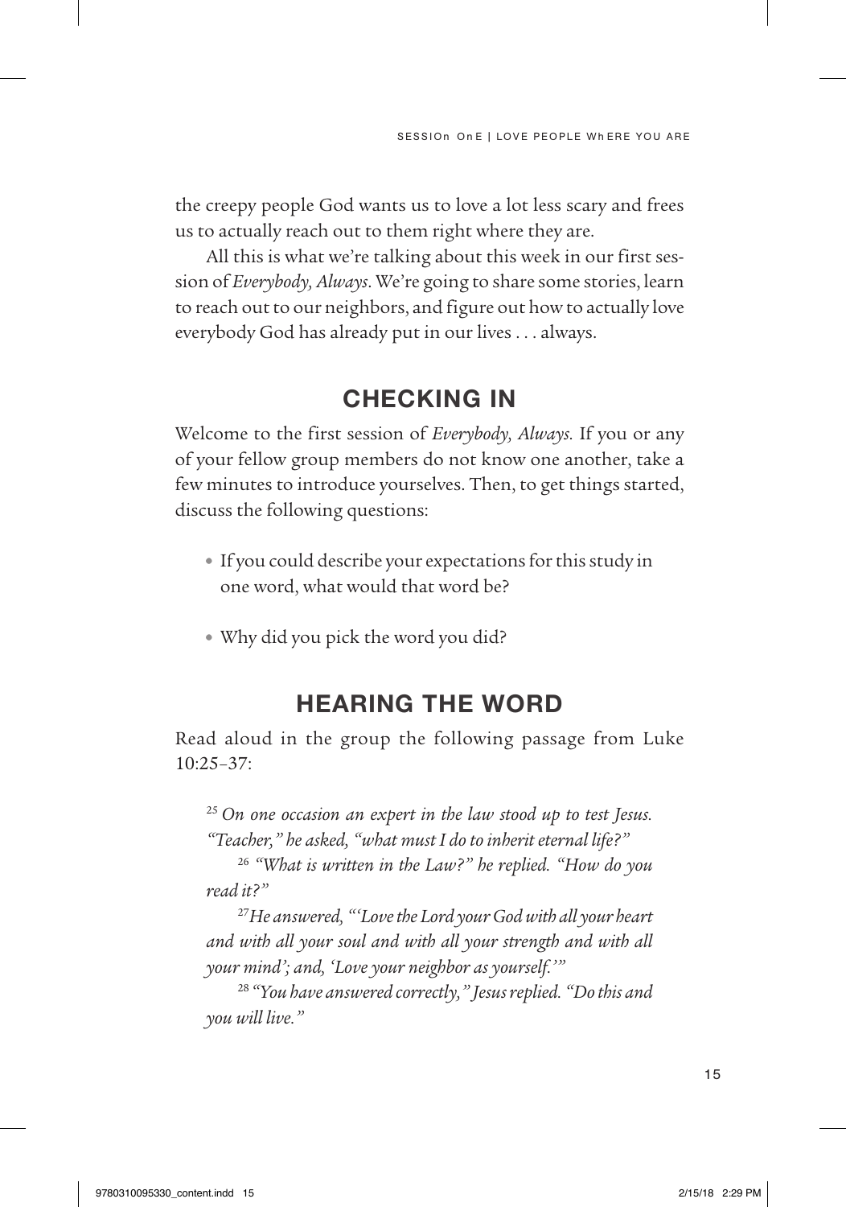the creepy people God wants us to love a lot less scary and frees us to actually reach out to them right where they are.

All this is what we're talking about this week in our first session of *Everybody, Always*. We're going to share some stories, learn to reach out to our neighbors, and figure out how to actually love everybody God has already put in our lives . . . always.

## CHECKING IN

Welcome to the first session of *Everybody, Always.* If you or any of your fellow group members do not know one another, take a few minutes to introduce yourselves. Then, to get things started, discuss the following questions:

- If you could describe your expectations for this study in one word, what would that word be?
- Why did you pick the word you did?

## HEARING THE WORD

Read aloud in the group the following passage from Luke 10:25–37:

[25] *On one occasion an expert in the law stood up to test Jesus. "Teacher," he asked, "what must I do to inherit eternal life?"*

[26] *"What is written in the Law?" he replied. "How do you read it?"*

[27] *He answered, "'Love the Lord your God with all your heart and with all your soul and with all your strength and with all your mind'; and, 'Love your neighbor as yourself.'"*

[28] *"You have answered correctly," Jesus replied. "Do this and you will live."*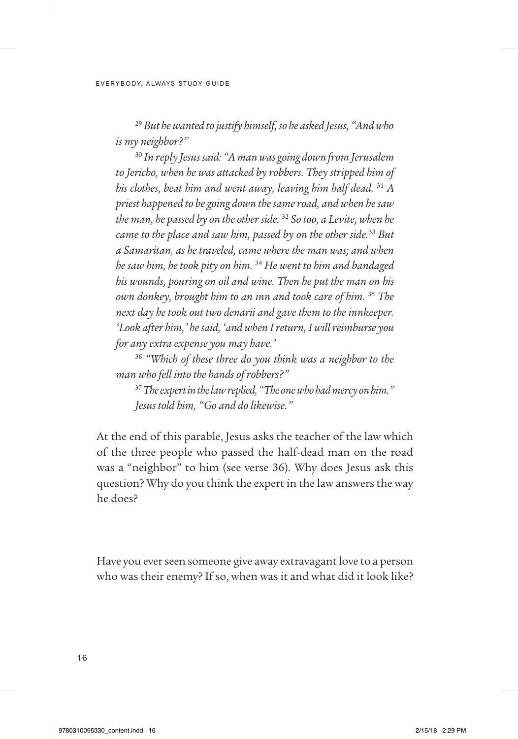*[29] But he wanted to justify himself, so he asked Jesus, "And who is my neighbor?"*

*[30] In reply Jesus said: "A man was going down from Jerusalem to Jericho, when he was attacked by robbers. They stripped him of his clothes, beat him and went away, leaving him half dead. [31] A priest happened to be going down the same road, and when he saw the man, he passed by on the other side. [32] So too, a Levite, when he came to the place and saw him, passed by on the other side.[33] But a Samaritan, as he traveled, came where the man was; and when he saw him, he took pity on him. [34] He went to him and bandaged his wounds, pouring on oil and wine. Then he put the man on his own donkey, brought him to an inn and took care of him. [35] The next day he took out two denarii and gave them to the innkeeper. 'Look after him,' he said, 'and when I return, I will reimburse you for any extra expense you may have.'*

*[36] "Which of these three do you think was a neighbor to the man who fell into the hands of robbers?"*

*[37] The expert in the law replied, "The one who had mercy on him." Jesus told him, "Go and do likewise."*

At the end of this parable, Jesus asks the teacher of the law which of the three people who passed the half-dead man on the road was a "neighbor" to him (see verse 36). Why does Jesus ask this question? Why do you think the expert in the law answers the way he does?

Have you ever seen someone give away extravagant love to a person who was their enemy? If so, when was it and what did it look like?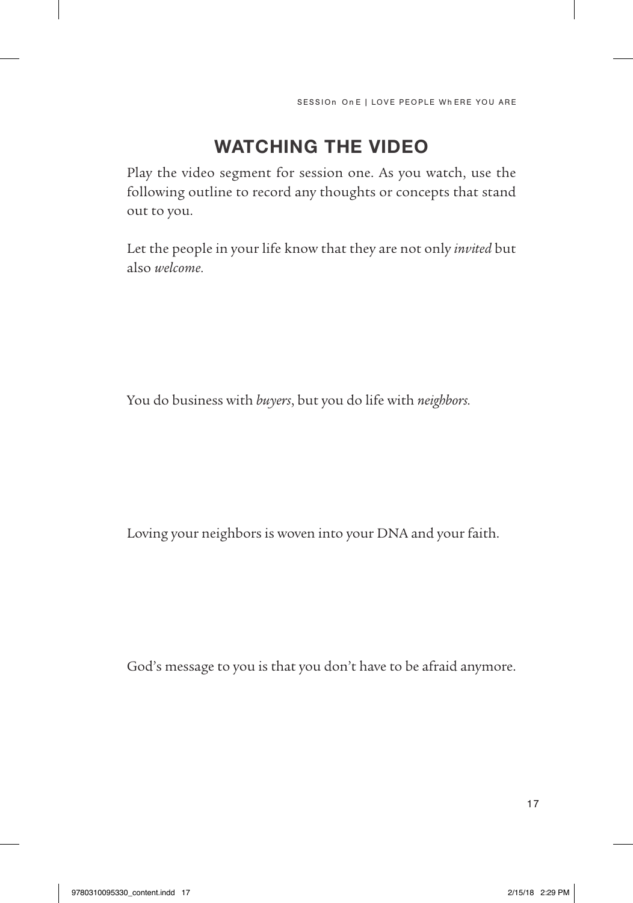## WATCHING THE VIDEO

Play the video segment for session one. As you watch, use the following outline to record any thoughts or concepts that stand out to you.

Let the people in your life know that they are not only *invited* but also *welcome.*

You do business with *buyers*, but you do life with *neighbors.*

Loving your neighbors is woven into your DNA and your faith.

God's message to you is that you don't have to be afraid anymore.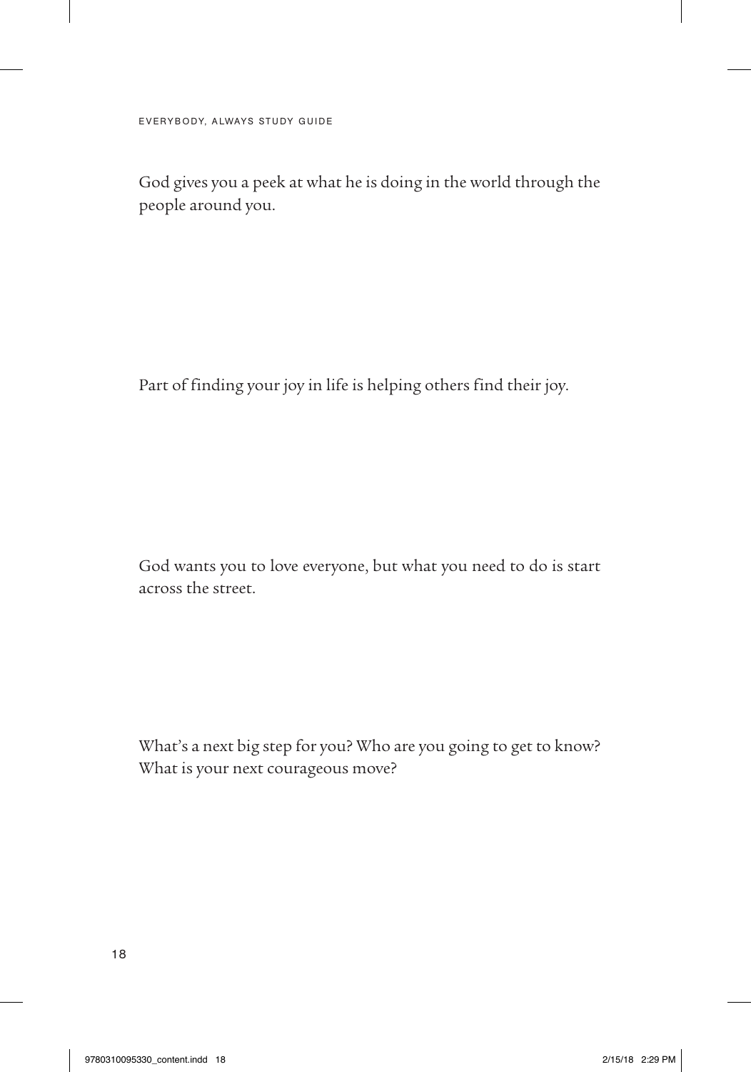God gives you a peek at what he is doing in the world through the people around you.

Part of finding your joy in life is helping others find their joy.

God wants you to love everyone, but what you need to do is start across the street.

What's a next big step for you? Who are you going to get to know? What is your next courageous move?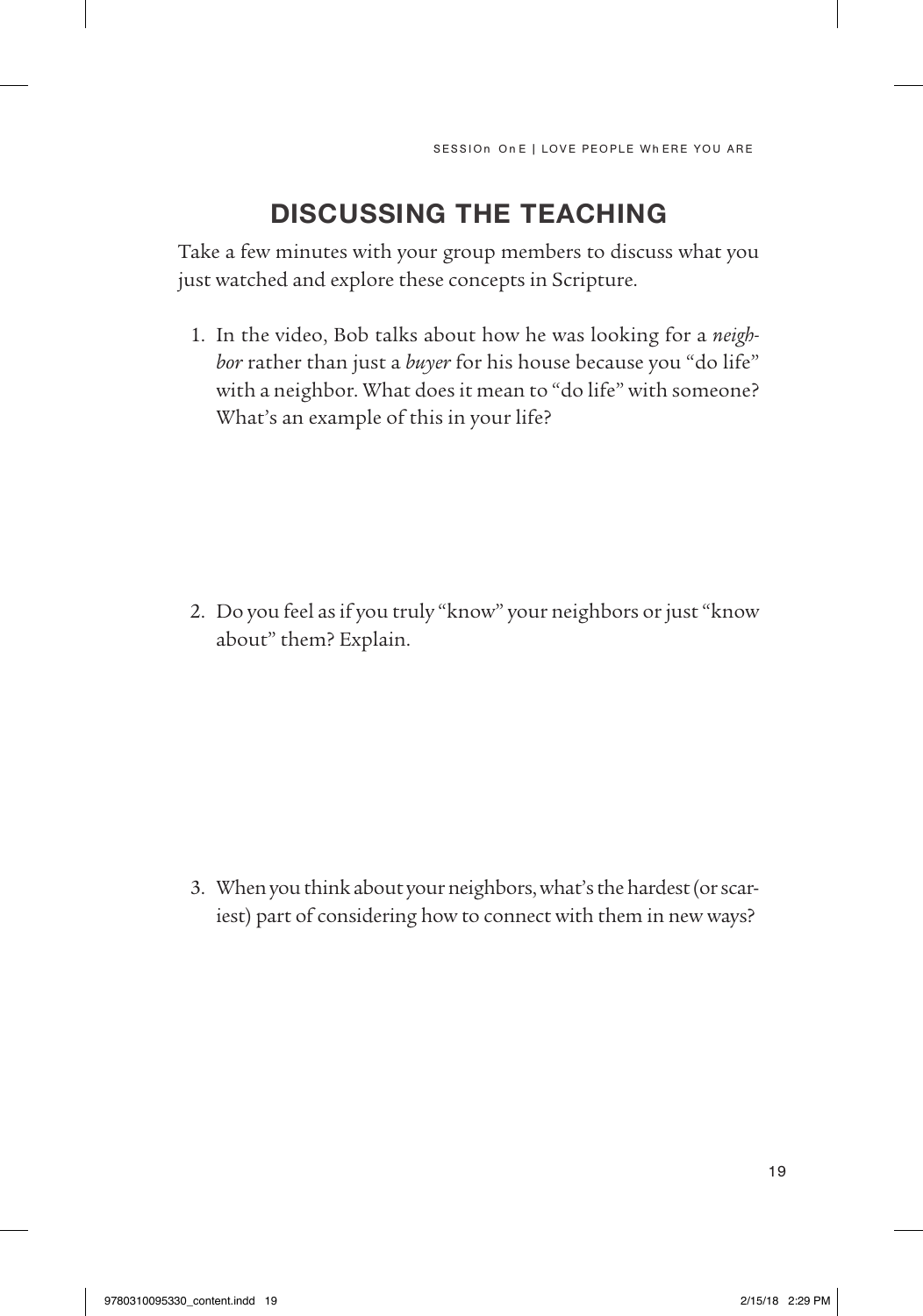## DISCUSSING THE TEACHING

Take a few minutes with your group members to discuss what you just watched and explore these concepts in Scripture.

1. In the video, Bob talks about how he was looking for a *neighbor* rather than just a *buyer* for his house because you "do life" with a neighbor. What does it mean to "do life" with someone? What's an example of this in your life?

2. Do you feel as if you truly "know" your neighbors or just "know about" them? Explain.

3. When you think about your neighbors, what's the hardest (or scariest) part of considering how to connect with them in new ways?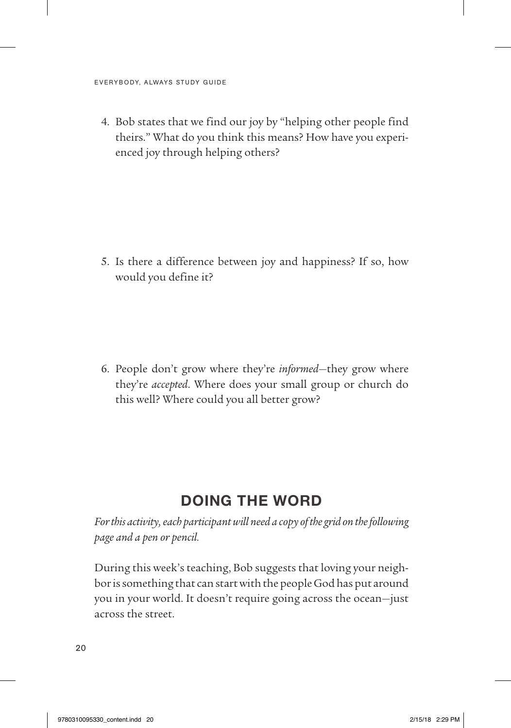4. Bob states that we find our joy by "helping other people find theirs." What do you think this means? How have you experienced joy through helping others?

5. Is there a difference between joy and happiness? If so, how would you define it?

6. People don't grow where they're *informed*—they grow where they're *accepted*. Where does your small group or church do this well? Where could you all better grow?

## DOING THE WORD

*For this activity, each participant will need a copy of the grid on the following page and a pen or pencil.*

During this week's teaching, Bob suggests that loving your neighbor is something that can start with the people God has put around you in your world. It doesn't require going across the ocean—just across the street.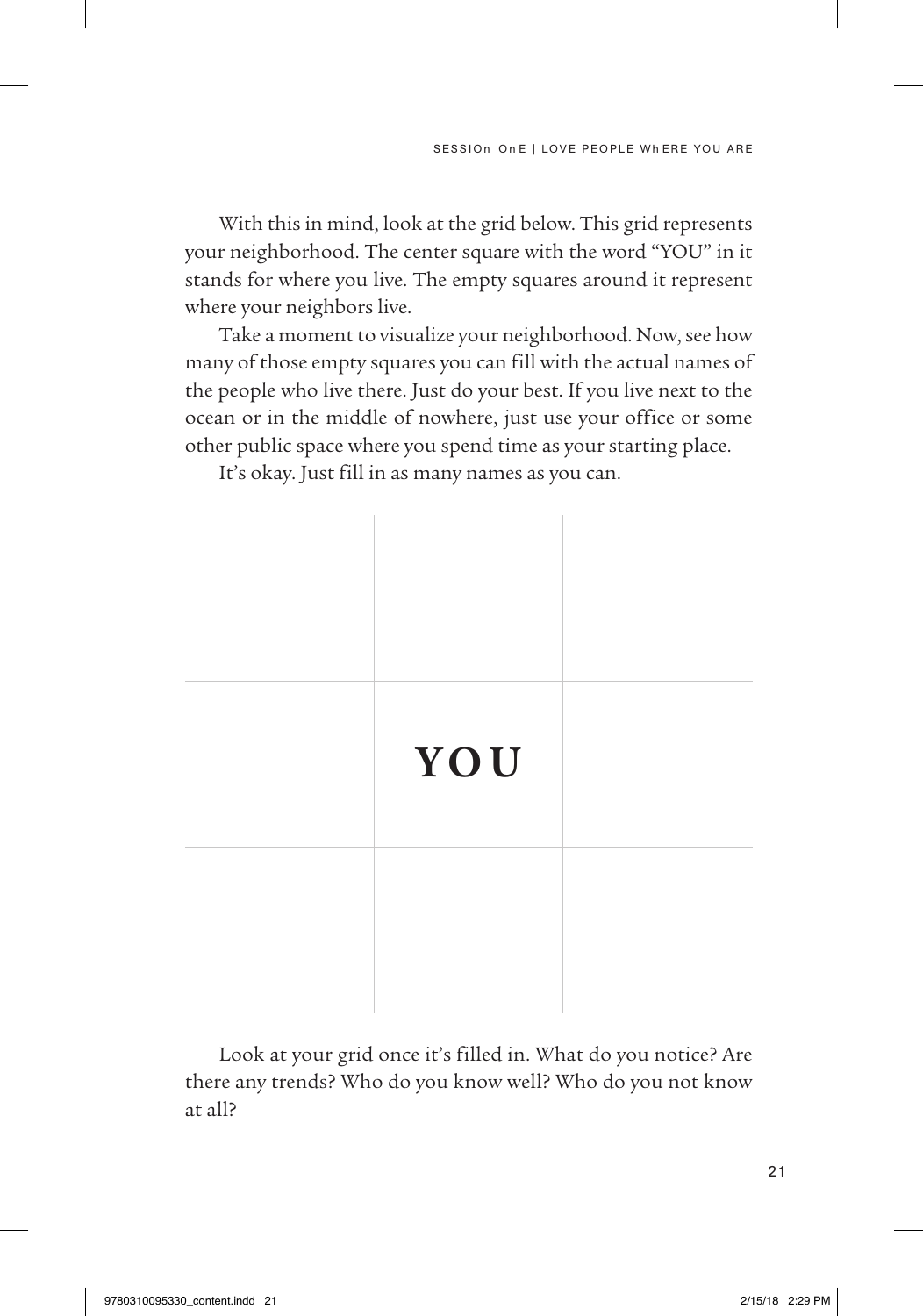With this in mind, look at the grid below. This grid represents your neighborhood. The center square with the word "YOU" in it stands for where you live. The empty squares around it represent where your neighbors live.

Take a moment to visualize your neighborhood. Now, see how many of those empty squares you can fill with the actual names of the people who live there. Just do your best. If you live next to the ocean or in the middle of nowhere, just use your office or some other public space where you spend time as your starting place.

It's okay. Just fill in as many names as you can.

| | | |
|---|---|---|
| | | |
| | **YOU** | |
| | | |

Look at your grid once it's filled in. What do you notice? Are there any trends? Who do you know well? Who do you not know at all?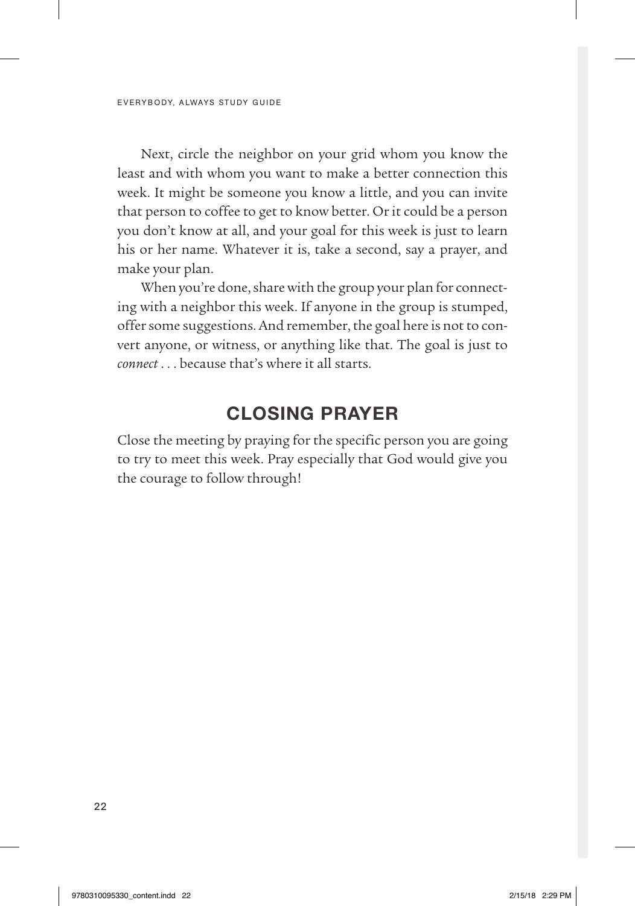Next, circle the neighbor on your grid whom you know the least and with whom you want to make a better connection this week. It might be someone you know a little, and you can invite that person to coffee to get to know better. Or it could be a person you don't know at all, and your goal for this week is just to learn his or her name. Whatever it is, take a second, say a prayer, and make your plan.

When you're done, share with the group your plan for connecting with a neighbor this week. If anyone in the group is stumped, offer some suggestions. And remember, the goal here is not to convert anyone, or witness, or anything like that. The goal is just to *connect* . . . because that's where it all starts.

## CLOSING PRAYER

Close the meeting by praying for the specific person you are going to try to meet this week. Pray especially that God would give you the courage to follow through!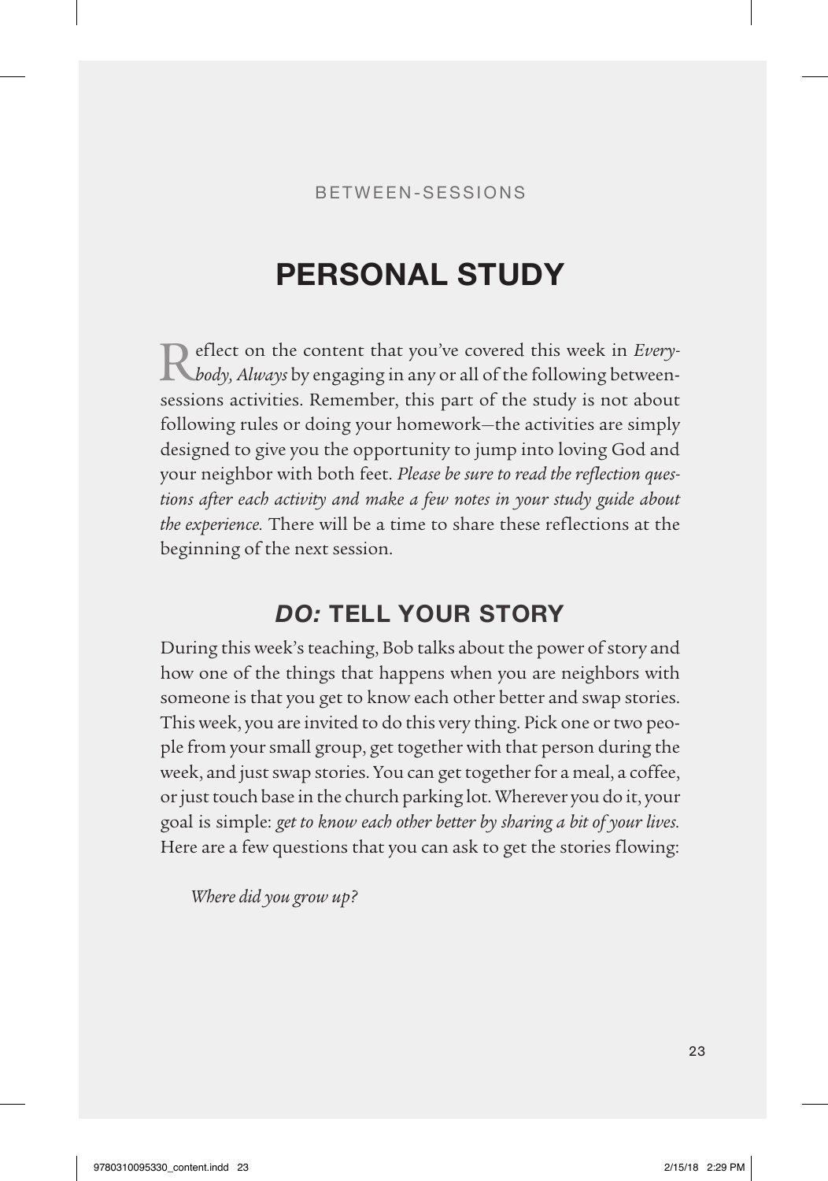BETWEEN-SESSIONS

# PERSONAL STUDY

Reflect on the content that you've covered this week in *Everybody, Always* by engaging in any or all of the following between-sessions activities. Remember, this part of the study is not about following rules or doing your homework—the activities are simply designed to give you the opportunity to jump into loving God and your neighbor with both feet. *Please be sure to read the reflection questions after each activity and make a few notes in your study guide about the experience.* There will be a time to share these reflections at the beginning of the next session.

## *DO:* TELL YOUR STORY

During this week's teaching, Bob talks about the power of story and how one of the things that happens when you are neighbors with someone is that you get to know each other better and swap stories. This week, you are invited to do this very thing. Pick one or two people from your small group, get together with that person during the week, and just swap stories. You can get together for a meal, a coffee, or just touch base in the church parking lot. Wherever you do it, your goal is simple: *get to know each other better by sharing a bit of your lives.* Here are a few questions that you can ask to get the stories flowing:

*Where did you grow up?*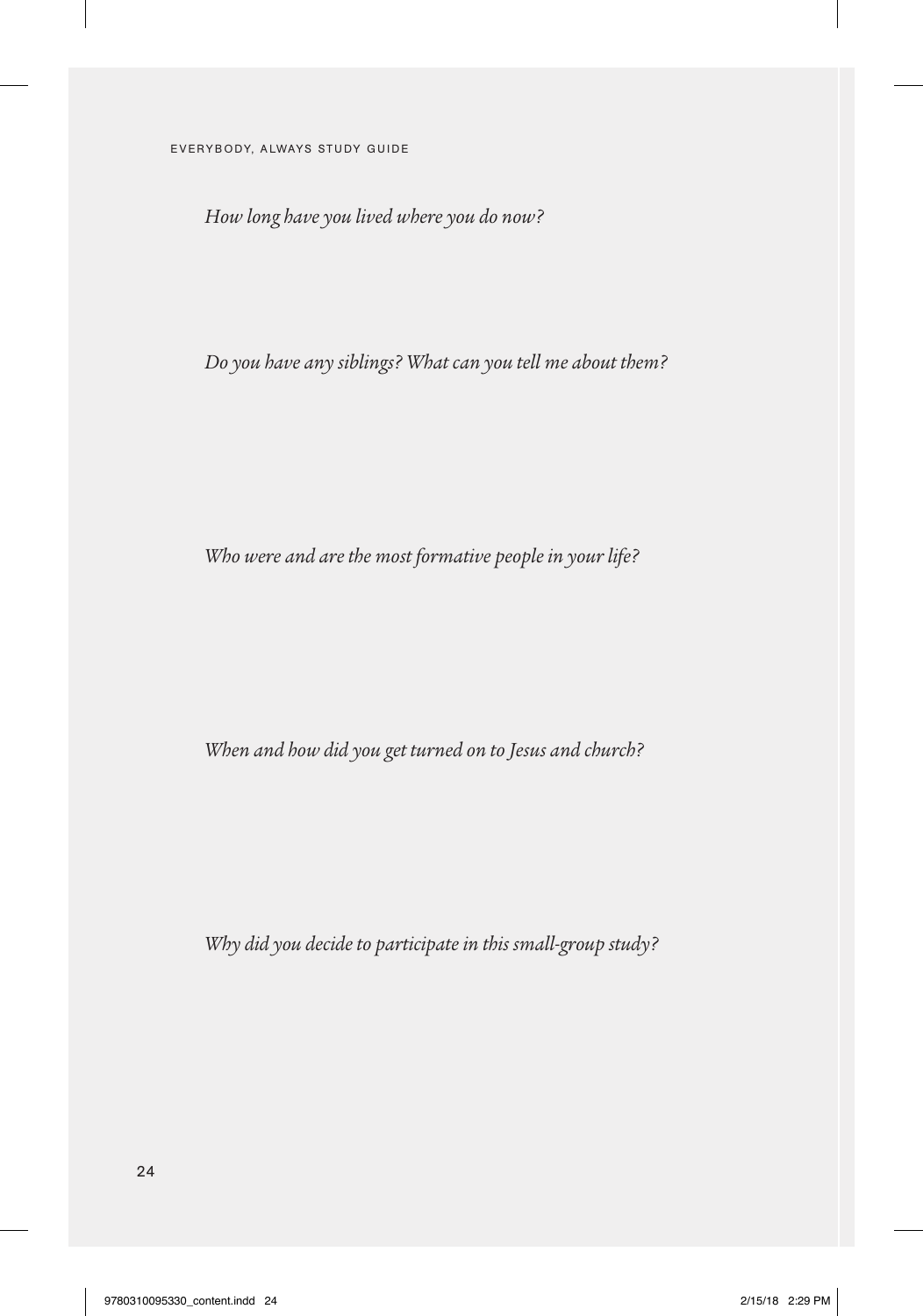*How long have you lived where you do now?*

*Do you have any siblings? What can you tell me about them?*

*Who were and are the most formative people in your life?*

*When and how did you get turned on to Jesus and church?*

*Why did you decide to participate in this small-group study?*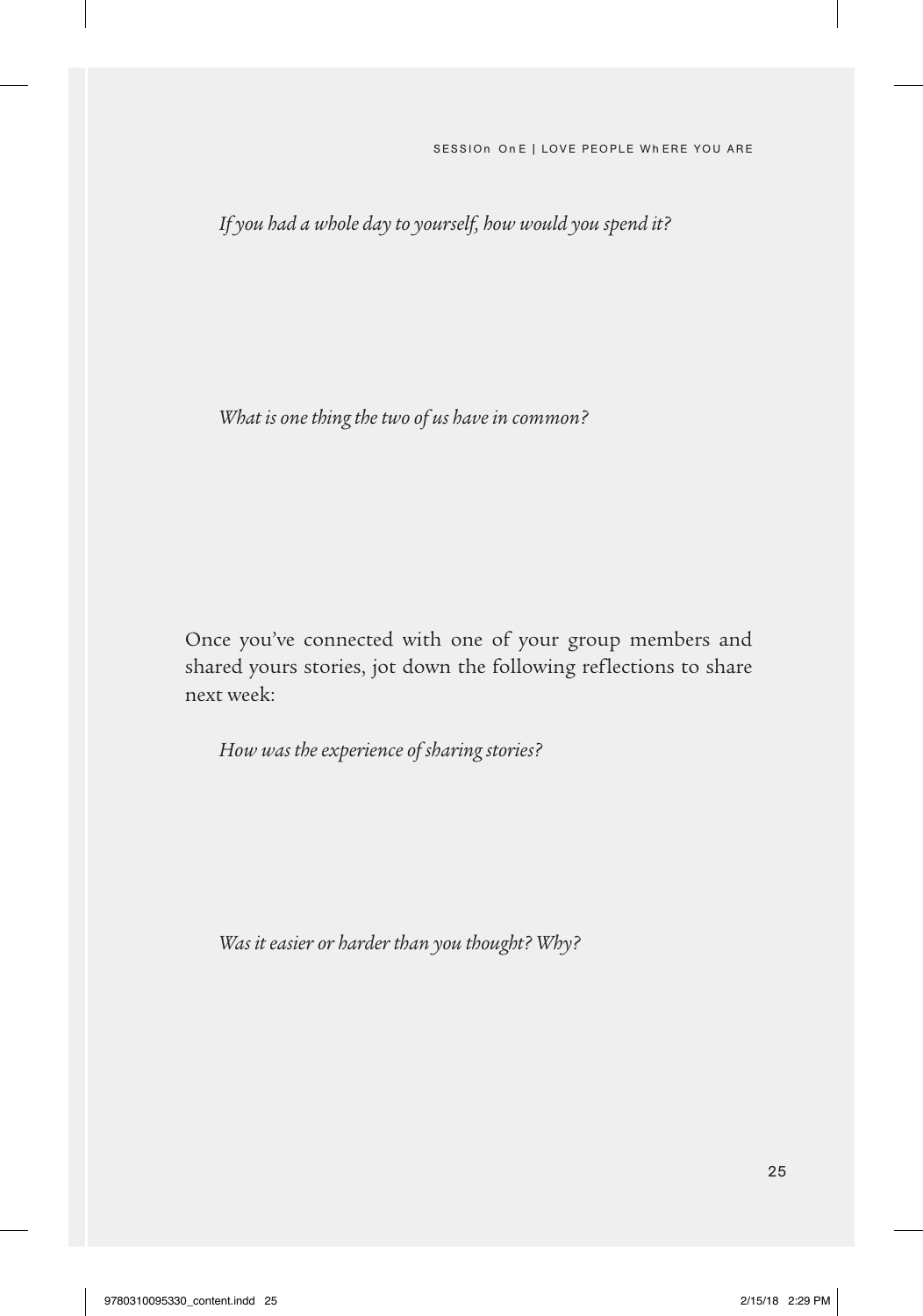*If you had a whole day to yourself, how would you spend it?*

*What is one thing the two of us have in common?*

Once you've connected with one of your group members and shared yours stories, jot down the following reflections to share next week:

*How was the experience of sharing stories?*

*Was it easier or harder than you thought? Why?*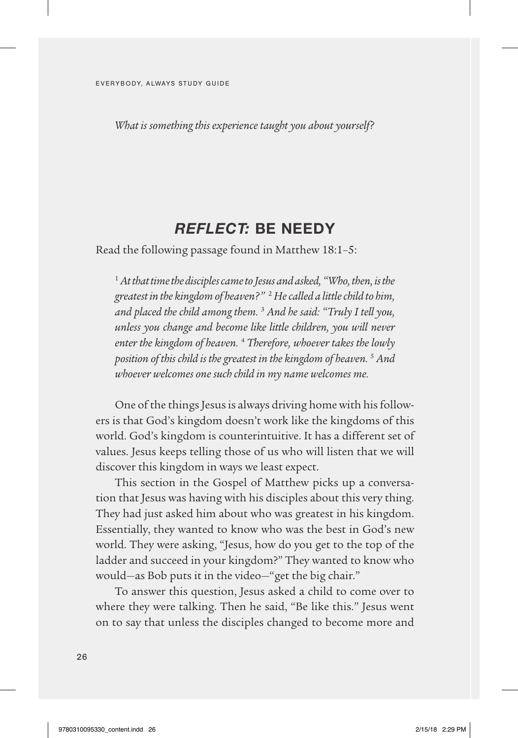*What is something this experience taught you about yourself?*

## *REFLECT:* BE NEEDY

Read the following passage found in Matthew 18:1–5:

> [1] *At that time the disciples came to Jesus and asked, "Who, then, is the greatest in the kingdom of heaven?"* [2] *He called a little child to him, and placed the child among them.* [3] *And he said: "Truly I tell you, unless you change and become like little children, you will never enter the kingdom of heaven.* [4] *Therefore, whoever takes the lowly position of this child is the greatest in the kingdom of heaven.* [5] *And whoever welcomes one such child in my name welcomes me.*

One of the things Jesus is always driving home with his followers is that God's kingdom doesn't work like the kingdoms of this world. God's kingdom is counterintuitive. It has a different set of values. Jesus keeps telling those of us who will listen that we will discover this kingdom in ways we least expect.

This section in the Gospel of Matthew picks up a conversation that Jesus was having with his disciples about this very thing. They had just asked him about who was greatest in his kingdom. Essentially, they wanted to know who was the best in God's new world. They were asking, "Jesus, how do you get to the top of the ladder and succeed in your kingdom?" They wanted to know who would—as Bob puts it in the video—"get the big chair."

To answer this question, Jesus asked a child to come over to where they were talking. Then he said, "Be like this." Jesus went on to say that unless the disciples changed to become more and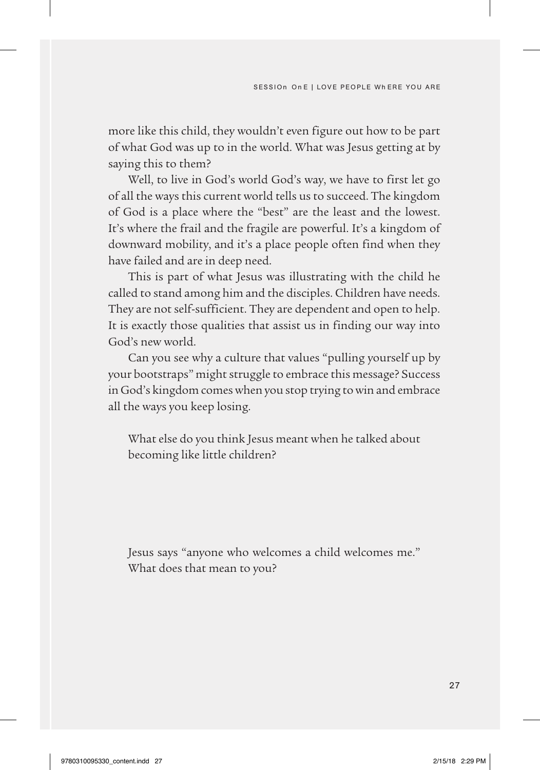more like this child, they wouldn't even figure out how to be part of what God was up to in the world. What was Jesus getting at by saying this to them?

Well, to live in God's world God's way, we have to first let go of all the ways this current world tells us to succeed. The kingdom of God is a place where the "best" are the least and the lowest. It's where the frail and the fragile are powerful. It's a kingdom of downward mobility, and it's a place people often find when they have failed and are in deep need.

This is part of what Jesus was illustrating with the child he called to stand among him and the disciples. Children have needs. They are not self-sufficient. They are dependent and open to help. It is exactly those qualities that assist us in finding our way into God's new world.

Can you see why a culture that values "pulling yourself up by your bootstraps" might struggle to embrace this message? Success in God's kingdom comes when you stop trying to win and embrace all the ways you keep losing.

What else do you think Jesus meant when he talked about becoming like little children?

Jesus says "anyone who welcomes a child welcomes me." What does that mean to you?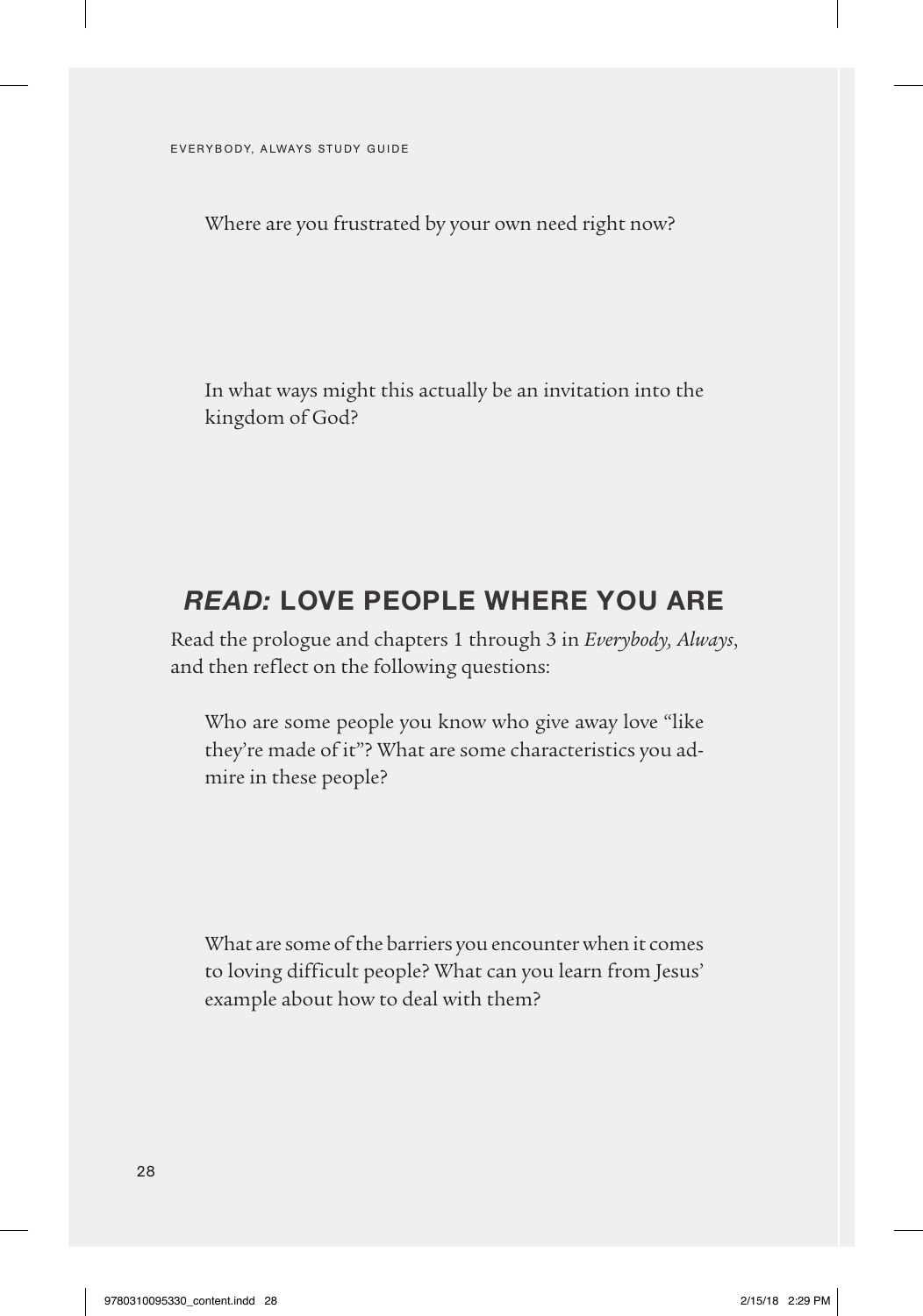Where are you frustrated by your own need right now?

In what ways might this actually be an invitation into the kingdom of God?

## *READ:* LOVE PEOPLE WHERE YOU ARE

Read the prologue and chapters 1 through 3 in *Everybody, Always*, and then reflect on the following questions:

Who are some people you know who give away love "like they're made of it"? What are some characteristics you admire in these people?

What are some of the barriers you encounter when it comes to loving difficult people? What can you learn from Jesus' example about how to deal with them?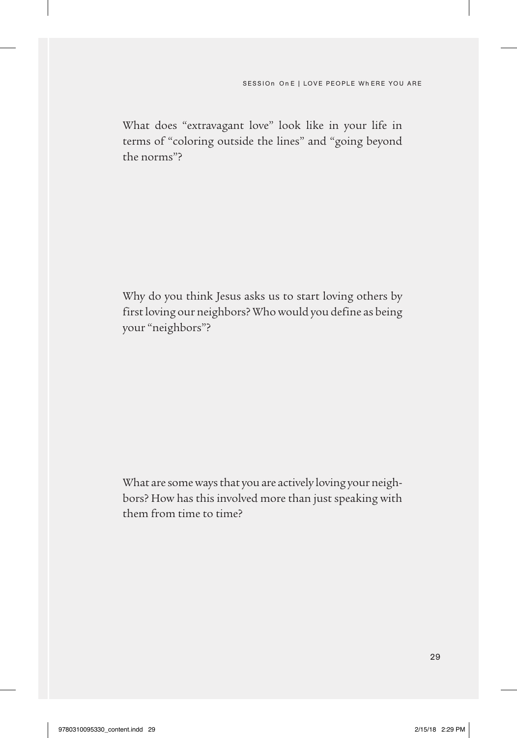What does "extravagant love" look like in your life in terms of "coloring outside the lines" and "going beyond the norms"?

Why do you think Jesus asks us to start loving others by first loving our neighbors? Who would you define as being your "neighbors"?

What are some ways that you are actively loving your neighbors? How has this involved more than just speaking with them from time to time?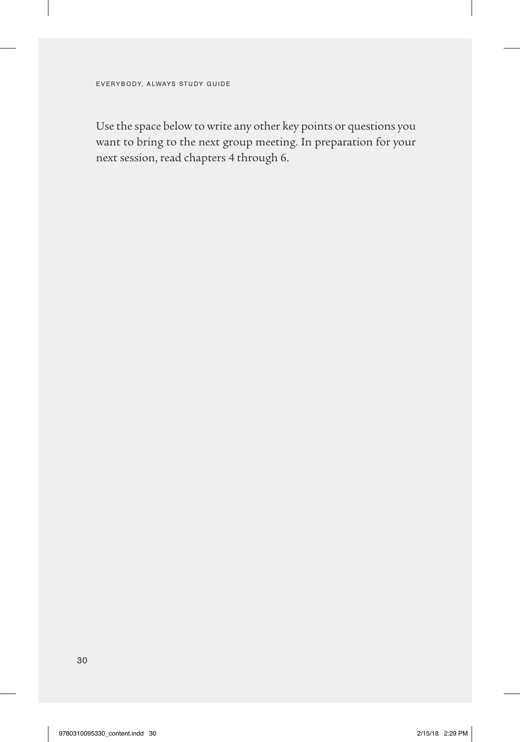Use the space below to write any other key points or questions you want to bring to the next group meeting. In preparation for your next session, read chapters 4 through 6.